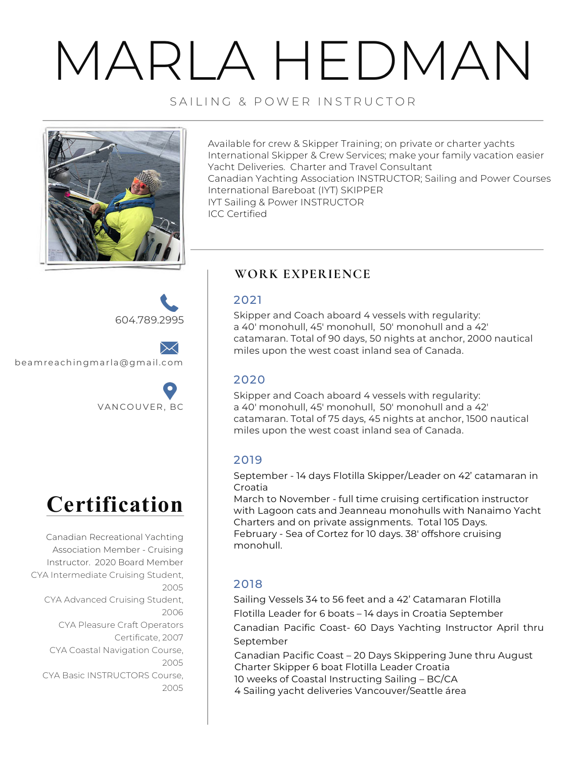# MARLA HEDMAN

SAILING & POWER INSTRUCTOR

Available for crew & Skipper Training; on private or charter yachts
International Skipper & Crew Services; make your family vacation easier
Yacht Deliveries. Charter and Travel Consultant
Canadian Yachting Association INSTRUCTOR; Sailing and Power Courses
International Bareboat (IYT) SKIPPER
IYT Sailing & Power INSTRUCTOR
ICC Certified

604.789.2995

beamreachingmarla@gmail.com

VANCOUVER, BC

## Certification

Canadian Recreational Yachting Association Member - Cruising Instructor. 2020 Board Member

CYA Intermediate Cruising Student, 2005

CYA Advanced Cruising Student, 2006

CYA Pleasure Craft Operators Certificate, 2007

CYA Coastal Navigation Course, 2005

CYA Basic INSTRUCTORS Course, 2005

## WORK EXPERIENCE

### 2021

Skipper and Coach aboard 4 vessels with regularity:
a 40' monohull, 45' monohull, 50' monohull and a 42' catamaran. Total of 90 days, 50 nights at anchor, 2000 nautical miles upon the west coast inland sea of Canada.

### 2020

Skipper and Coach aboard 4 vessels with regularity:
a 40' monohull, 45' monohull, 50' monohull and a 42' catamaran. Total of 75 days, 45 nights at anchor, 1500 nautical miles upon the west coast inland sea of Canada.

### 2019

September - 14 days Flotilla Skipper/Leader on 42' catamaran in Croatia
March to November - full time cruising certification instructor with Lagoon cats and Jeanneau monohulls with Nanaimo Yacht Charters and on private assignments. Total 105 Days.
February - Sea of Cortez for 10 days. 38' offshore cruising monohull.

### 2018

Sailing Vessels 34 to 56 feet and a 42' Catamaran Flotilla
Flotilla Leader for 6 boats – 14 days in Croatia September
Canadian Pacific Coast- 60 Days Yachting Instructor April thru September
Canadian Pacific Coast – 20 Days Skippering June thru August
Charter Skipper 6 boat Flotilla Leader Croatia
10 weeks of Coastal Instructing Sailing – BC/CA
4 Sailing yacht deliveries Vancouver/Seattle área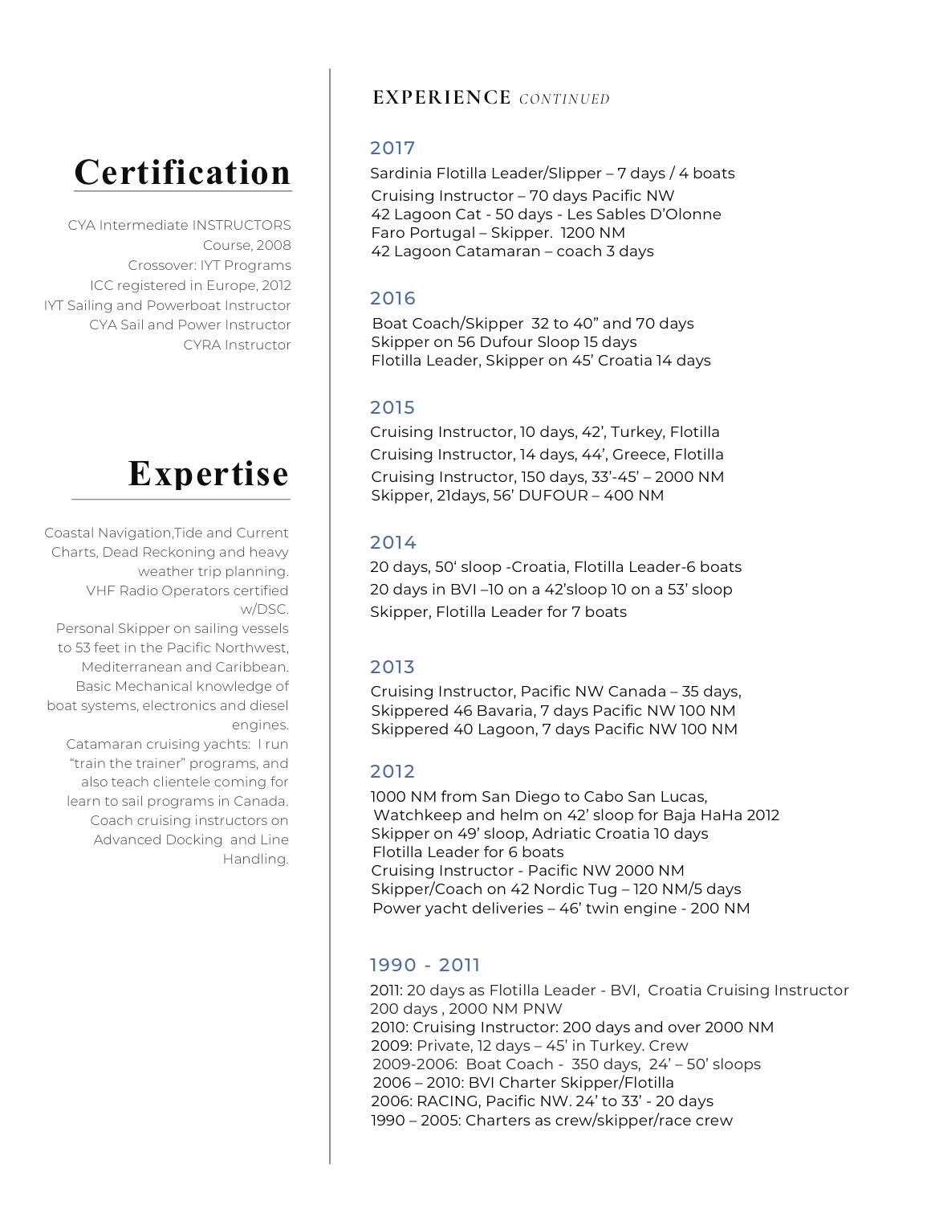## Certification

CYA Intermediate INSTRUCTORS Course, 2008
Crossover: IYT Programs
ICC registered in Europe, 2012
IYT Sailing and Powerboat Instructor
CYA Sail and Power Instructor
CYRA Instructor

## Expertise

Coastal Navigation,Tide and Current Charts, Dead Reckoning and heavy weather trip planning.
VHF Radio Operators certified w/DSC.
Personal Skipper on sailing vessels to 53 feet in the Pacific Northwest, Mediterranean and Caribbean.
Basic Mechanical knowledge of boat systems, electronics and diesel engines.
Catamaran cruising yachts: I run “train the trainer” programs, and also teach clientele coming for learn to sail programs in Canada.
Coach cruising instructors on Advanced Docking and Line Handling.

## EXPERIENCE *CONTINUED*

### 2017

Sardinia Flotilla Leader/Slipper – 7 days / 4 boats
Cruising Instructor – 70 days Pacific NW
42 Lagoon Cat - 50 days - Les Sables D’Olonne
Faro Portugal – Skipper. 1200 NM
42 Lagoon Catamaran – coach 3 days

### 2016

Boat Coach/Skipper 32 to 40” and 70 days
Skipper on 56 Dufour Sloop 15 days
Flotilla Leader, Skipper on 45’ Croatia 14 days

### 2015

Cruising Instructor, 10 days, 42’, Turkey, Flotilla
Cruising Instructor, 14 days, 44’, Greece, Flotilla
Cruising Instructor, 150 days, 33’-45’ – 2000 NM
Skipper, 21days, 56’ DUFOUR – 400 NM

### 2014

20 days, 50‘ sloop -Croatia, Flotilla Leader-6 boats
20 days in BVI –10 on a 42’sloop 10 on a 53’ sloop
Skipper, Flotilla Leader for 7 boats

### 2013

Cruising Instructor, Pacific NW Canada – 35 days,
Skippered 46 Bavaria, 7 days Pacific NW 100 NM
Skippered 40 Lagoon, 7 days Pacific NW 100 NM

### 2012

1000 NM from San Diego to Cabo San Lucas, Watchkeep and helm on 42’ sloop for Baja HaHa 2012
Skipper on 49’ sloop, Adriatic Croatia 10 days
Flotilla Leader for 6 boats
Cruising Instructor - Pacific NW 2000 NM
Skipper/Coach on 42 Nordic Tug – 120 NM/5 days
Power yacht deliveries – 46’ twin engine - 200 NM

### 1990 - 2011

2011: 20 days as Flotilla Leader - BVI, Croatia Cruising Instructor 200 days , 2000 NM PNW
2010: Cruising Instructor: 200 days and over 2000 NM
2009: Private, 12 days – 45’ in Turkey. Crew
2009-2006: Boat Coach - 350 days, 24’ – 50’ sloops
2006 – 2010: BVI Charter Skipper/Flotilla
2006: RACING, Pacific NW. 24’ to 33’ - 20 days
1990 – 2005: Charters as crew/skipper/race crew